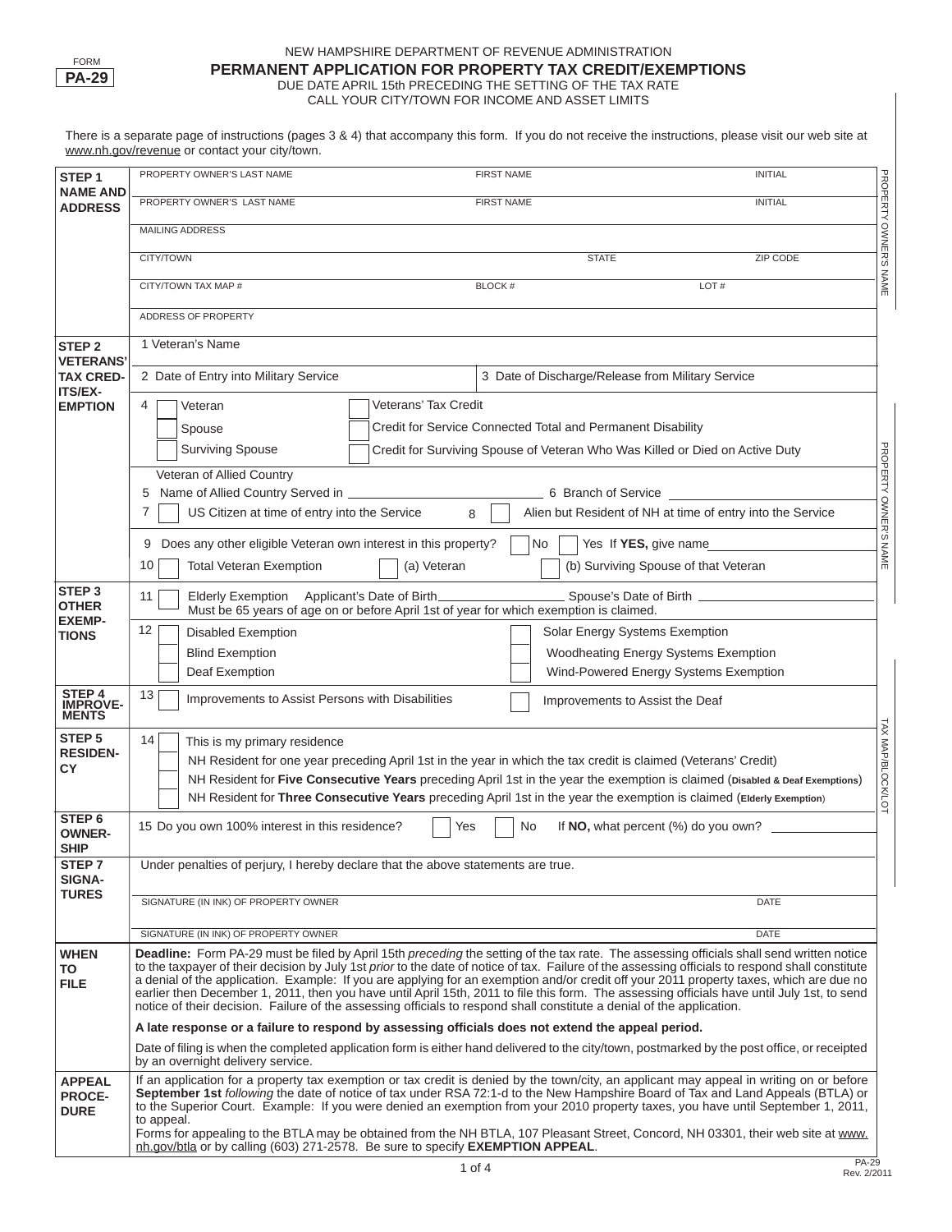FORM **PA-29**

NEW HAMPSHIRE DEPARTMENT OF REVENUE ADMINISTRATION

# PERMANENT APPLICATION FOR PROPERTY TAX CREDIT/EXEMPTIONS

DUE DATE APRIL 15th PRECEDING THE SETTING OF THE TAX RATE

CALL YOUR CITY/TOWN FOR INCOME AND ASSET LIMITS

There is a separate page of instructions (pages 3 & 4) that accompany this form. If you do not receive the instructions, please visit our web site at www.nh.gov/revenue or contact your city/town.

| | |
|---|---|
| **STEP 1 NAME AND ADDRESS** | PROPERTY OWNER'S LAST NAME \| FIRST NAME \| INITIAL |
| | PROPERTY OWNER'S LAST NAME \| FIRST NAME \| INITIAL |
| | MAILING ADDRESS |
| | CITY/TOWN \| STATE \| ZIP CODE |
| | CITY/TOWN TAX MAP # \| BLOCK # \| LOT # |
| | ADDRESS OF PROPERTY |
| **STEP 2 VETERANS' TAX CREDITS/EXEMPTION** | 1 Veteran's Name |
| | 2 Date of Entry into Military Service \| 3 Date of Discharge/Release from Military Service |
| | 4 ☐ Veteran ☐ Veterans' Tax Credit |
| | ☐ Spouse ☐ Credit for Service Connected Total and Permanent Disability |
| | ☐ Surviving Spouse ☐ Credit for Surviving Spouse of Veteran Who Was Killed or Died on Active Duty |
| | Veteran of Allied Country |
| | 5 Name of Allied Country Served in ______ 6 Branch of Service ______ |
| | 7 ☐ US Citizen at time of entry into the Service 8 ☐ Alien but Resident of NH at time of entry into the Service |
| | 9 Does any other eligible Veteran own interest in this property? ☐ No ☐ Yes If **YES,** give name______ |
| | 10 ☐ Total Veteran Exemption ☐ (a) Veteran ☐ (b) Surviving Spouse of that Veteran |
| **STEP 3 OTHER EXEMPTIONS** | 11 ☐ Elderly Exemption Applicant's Date of Birth______ Spouse's Date of Birth ______ Must be 65 years of age on or before April 1st of year for which exemption is claimed. |
| | 12 ☐ Disabled Exemption ☐ Solar Energy Systems Exemption |
| | ☐ Blind Exemption ☐ Woodheating Energy Systems Exemption |
| | ☐ Deaf Exemption ☐ Wind-Powered Energy Systems Exemption |
| **STEP 4 IMPROVEMENTS** | 13 ☐ Improvements to Assist Persons with Disabilities ☐ Improvements to Assist the Deaf |
| **STEP 5 RESIDENCY** | 14 ☐ This is my primary residence |
| | ☐ NH Resident for one year preceding April 1st in the year in which the tax credit is claimed (Veterans' Credit) |
| | ☐ NH Resident for **Five Consecutive Years** preceding April 1st in the year the exemption is claimed (**Disabled & Deaf Exemptions**) |
| | ☐ NH Resident for **Three Consecutive Years** preceding April 1st in the year the exemption is claimed (**Elderly Exemption**) |
| **STEP 6 OWNERSHIP** | 15 Do you own 100% interest in this residence? ☐ Yes ☐ No If **NO,** what percent (%) do you own? ______ |
| **STEP 7 SIGNATURES** | Under penalties of perjury, I hereby declare that the above statements are true. |
| | SIGNATURE (IN INK) OF PROPERTY OWNER \| DATE |
| | SIGNATURE (IN INK) OF PROPERTY OWNER \| DATE |
| **WHEN TO FILE** | **Deadline:** Form PA-29 must be filed by April 15th *preceding* the setting of the tax rate. The assessing officials shall send written notice to the taxpayer of their decision by July 1st *prior* to the date of notice of tax. Failure of the assessing officials to respond shall constitute a denial of the application. Example: If you are applying for an exemption and/or credit off your 2011 property taxes, which are due no earlier then December 1, 2011, then you have until April 15th, 2011 to file this form. The assessing officials have until July 1st, to send notice of their decision. Failure of the assessing officials to respond shall constitute a denial of the application. |
| | **A late response or a failure to respond by assessing officials does not extend the appeal period.** |
| | Date of filing is when the completed application form is either hand delivered to the city/town, postmarked by the post office, or receipted by an overnight delivery service. |
| **APPEAL PROCEDURE** | If an application for a property tax exemption or tax credit is denied by the town/city, an applicant may appeal in writing on or before **September 1st** *following* the date of notice of tax under RSA 72:1-d to the New Hampshire Board of Tax and Land Appeals (BTLA) or to the Superior Court. Example: If you were denied an exemption from your 2010 property taxes, you have until September 1, 2011, to appeal. Forms for appealing to the BTLA may be obtained from the NH BTLA, 107 Pleasant Street, Concord, NH 03301, their web site at www.nh.gov/btla or by calling (603) 271-2578. Be sure to specify **EXEMPTION APPEAL**. |

PROPERTY OWNER'S NAME

PROPERTY OWNER'S NAME

TAX MAP/BLOCK/LOT

PA-29 Rev. 2/2011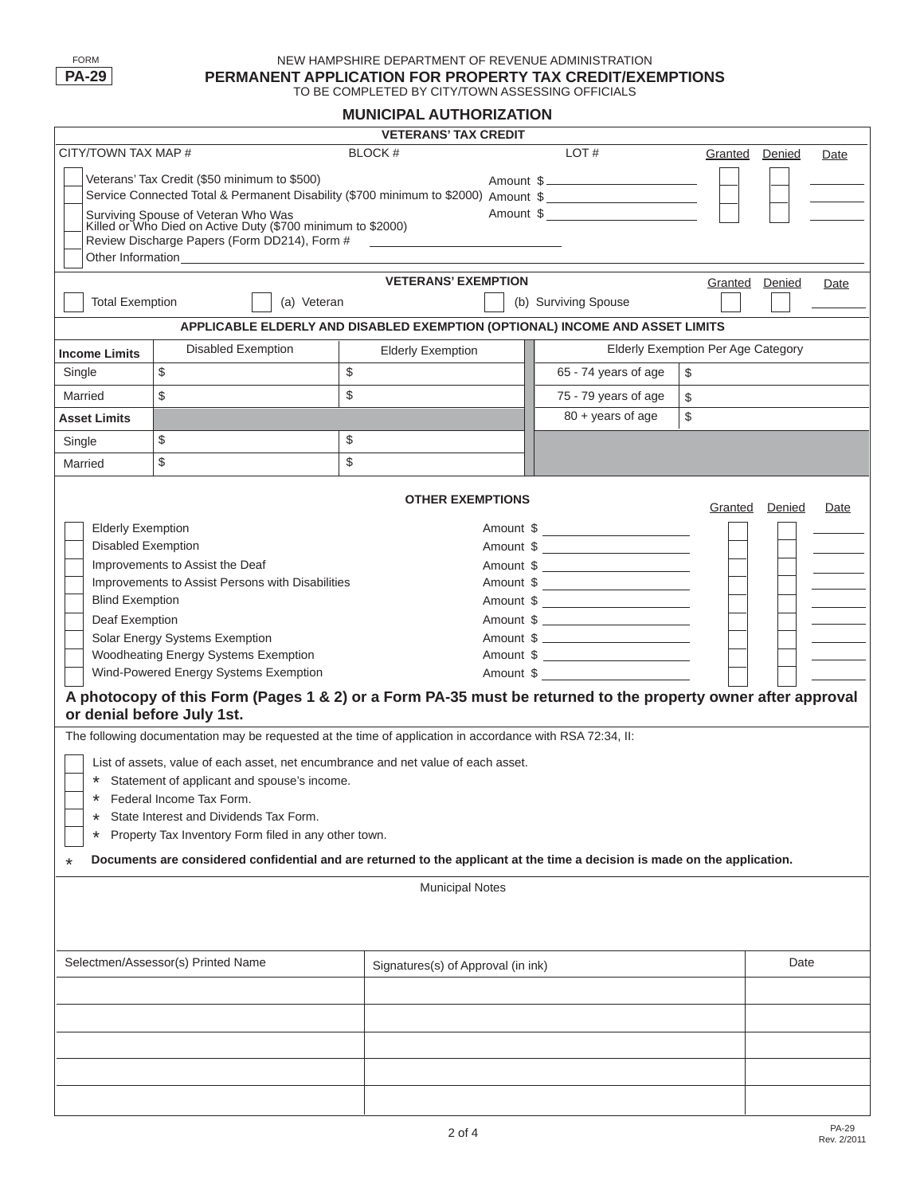FORM **PA-29**

NEW HAMPSHIRE DEPARTMENT OF REVENUE ADMINISTRATION

# PERMANENT APPLICATION FOR PROPERTY TAX CREDIT/EXEMPTIONS

TO BE COMPLETED BY CITY/TOWN ASSESSING OFFICIALS

## MUNICIPAL AUTHORIZATION

### VETERANS' TAX CREDIT

CITY/TOWN TAX MAP # __________ BLOCK # __________ LOT # __________

| | | Amount | Granted | Denied | Date |
|---|---|---|---|---|---|
| ☐ | Veterans' Tax Credit ($50 minimum to $500) | Amount $ ______ | ☐ | ☐ | ______ |
| ☐ | Service Connected Total & Permanent Disability ($700 minimum to $2000) | Amount $ ______ | ☐ | ☐ | ______ |
| ☐ | Surviving Spouse of Veteran Who Was Killed or Who Died on Active Duty ($700 minimum to $2000) | Amount $ ______ | ☐ | ☐ | ______ |
| ☐ | Review Discharge Papers (Form DD214), Form # ______ | | | | |
| ☐ | Other Information ______ | | | | |

### VETERANS' EXEMPTION

| | | | Granted | Denied | Date |
|---|---|---|---|---|---|
| ☐ Total Exemption | ☐ (a) Veteran | ☐ (b) Surviving Spouse | ☐ | ☐ | ______ |

### APPLICABLE ELDERLY AND DISABLED EXEMPTION (OPTIONAL) INCOME AND ASSET LIMITS

| Income Limits | Disabled Exemption | Elderly Exemption | Elderly Exemption Per Age Category | |
|---|---|---|---|---|
| Single | $ | $ | 65 - 74 years of age | $ |
| Married | $ | $ | 75 - 79 years of age | $ |
| **Asset Limits** | | | 80 + years of age | $ |
| Single | $ | $ | | |
| Married | $ | $ | | |

### OTHER EXEMPTIONS

| | | Amount | Granted | Denied | Date |
|---|---|---|---|---|---|
| ☐ | Elderly Exemption | Amount $ ______ | ☐ | ☐ | ______ |
| ☐ | Disabled Exemption | Amount $ ______ | ☐ | ☐ | ______ |
| ☐ | Improvements to Assist the Deaf | Amount $ ______ | ☐ | ☐ | ______ |
| ☐ | Improvements to Assist Persons with Disabilities | Amount $ ______ | ☐ | ☐ | ______ |
| ☐ | Blind Exemption | Amount $ ______ | ☐ | ☐ | ______ |
| ☐ | Deaf Exemption | Amount $ ______ | ☐ | ☐ | ______ |
| ☐ | Solar Energy Systems Exemption | Amount $ ______ | ☐ | ☐ | ______ |
| ☐ | Woodheating Energy Systems Exemption | Amount $ ______ | ☐ | ☐ | ______ |
| ☐ | Wind-Powered Energy Systems Exemption | Amount $ ______ | ☐ | ☐ | ______ |

**A photocopy of this Form (Pages 1 & 2) or a Form PA-35 must be returned to the property owner after approval or denial before July 1st.**

The following documentation may be requested at the time of application in accordance with RSA 72:34, II:

- ☐ List of assets, value of each asset, net encumbrance and net value of each asset.
- ☐ * Statement of applicant and spouse's income.
- ☐ * Federal Income Tax Form.
- ☐ * State Interest and Dividends Tax Form.
- ☐ * Property Tax Inventory Form filed in any other town.

\* **Documents are considered confidential and are returned to the applicant at the time a decision is made on the application.**

Municipal Notes

| Selectmen/Assessor(s) Printed Name | Signatures(s) of Approval (in ink) | Date |
|---|---|---|
| | | |
| | | |
| | | |
| | | |
| | | |

PA-29 Rev. 2/2011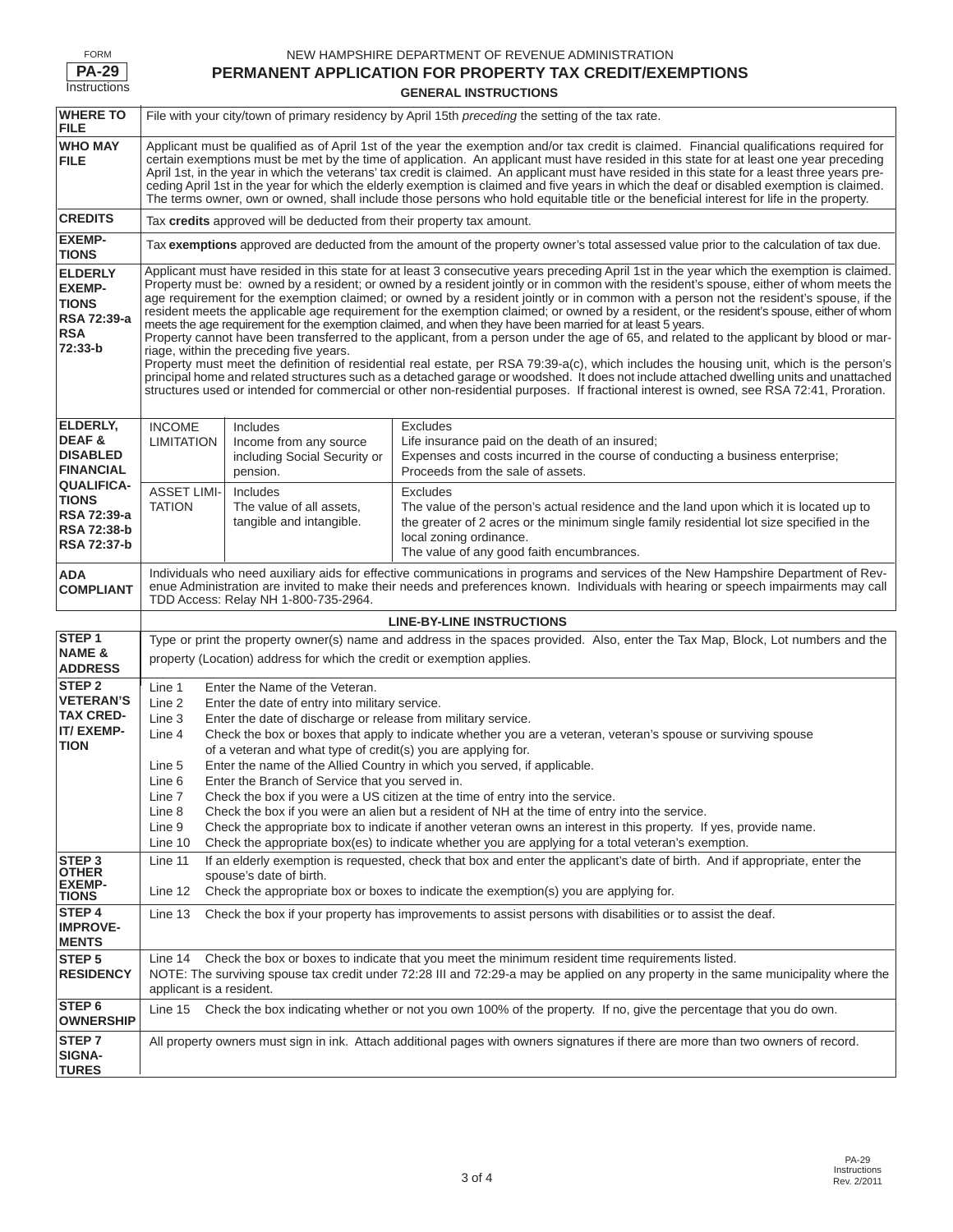FORM **PA-29** Instructions

# NEW HAMPSHIRE DEPARTMENT OF REVENUE ADMINISTRATION

## PERMANENT APPLICATION FOR PROPERTY TAX CREDIT/EXEMPTIONS

### GENERAL INSTRUCTIONS

| | |
|---|---|
| **WHERE TO FILE** | File with your city/town of primary residency by April 15th *preceding* the setting of the tax rate. |
| **WHO MAY FILE** | Applicant must be qualified as of April 1st of the year the exemption and/or tax credit is claimed. Financial qualifications required for certain exemptions must be met by the time of application. An applicant must have resided in this state for at least one year preceding April 1st, in the year in which the veterans' tax credit is claimed. An applicant must have resided in this state for a least three years preceding April 1st in the year for which the elderly exemption is claimed and five years in which the deaf or disabled exemption is claimed. The terms owner, own or owned, shall include those persons who hold equitable title or the beneficial interest for life in the property. |
| **CREDITS** | Tax **credits** approved will be deducted from their property tax amount. |
| **EXEMPTIONS** | Tax **exemptions** approved are deducted from the amount of the property owner's total assessed value prior to the calculation of tax due. |
| **ELDERLY EXEMPTIONS RSA 72:39-a RSA 72:33-b** | Applicant must have resided in this state for at least 3 consecutive years preceding April 1st in the year which the exemption is claimed. Property must be: owned by a resident; or owned by a resident jointly or in common with the resident's spouse, either of whom meets the age requirement for the exemption claimed; or owned by a resident jointly or in common with a person not the resident's spouse, if the resident meets the applicable age requirement for the exemption claimed; or owned by a resident, or the resident's spouse, either of whom meets the age requirement for the exemption claimed, and when they have been married for at least 5 years. Property cannot have been transferred to the applicant, from a person under the age of 65, and related to the applicant by blood or marriage, within the preceding five years. Property must meet the definition of residential real estate, per RSA 79:39-a(c), which includes the housing unit, which is the person's principal home and related structures such as a detached garage or woodshed. It does not include attached dwelling units and unattached structures used or intended for commercial or other non-residential purposes. If fractional interest is owned, see RSA 72:41, Proration. |

| | | | |
|---|---|---|---|
| **ELDERLY, DEAF & DISABLED FINANCIAL QUALIFICATIONS RSA 72:39-a RSA 72:38-b RSA 72:37-b** | INCOME LIMITATION | Includes Income from any source including Social Security or pension. | Excludes Life insurance paid on the death of an insured; Expenses and costs incurred in the course of conducting a business enterprise; Proceeds from the sale of assets. |
| | ASSET LIMITATION | Includes The value of all assets, tangible and intangible. | Excludes The value of the person's actual residence and the land upon which it is located up to the greater of 2 acres or the minimum single family residential lot size specified in the local zoning ordinance. The value of any good faith encumbrances. |

| | |
|---|---|
| **ADA COMPLIANT** | Individuals who need auxiliary aids for effective communications in programs and services of the New Hampshire Department of Revenue Administration are invited to make their needs and preferences known. Individuals with hearing or speech impairments may call TDD Access: Relay NH 1-800-735-2964. |

### LINE-BY-LINE INSTRUCTIONS

| | |
|---|---|
| **STEP 1 NAME & ADDRESS** | Type or print the property owner(s) name and address in the spaces provided. Also, enter the Tax Map, Block, Lot numbers and the property (Location) address for which the credit or exemption applies. |
| **STEP 2 VETERAN'S TAX CREDIT/ EXEMPTION** | Line 1 Enter the Name of the Veteran.<br>Line 2 Enter the date of entry into military service.<br>Line 3 Enter the date of discharge or release from military service.<br>Line 4 Check the box or boxes that apply to indicate whether you are a veteran, veteran's spouse or surviving spouse of a veteran and what type of credit(s) you are applying for.<br>Line 5 Enter the name of the Allied Country in which you served, if applicable.<br>Line 6 Enter the Branch of Service that you served in.<br>Line 7 Check the box if you were a US citizen at the time of entry into the service.<br>Line 8 Check the box if you were an alien but a resident of NH at the time of entry into the service.<br>Line 9 Check the appropriate box to indicate if another veteran owns an interest in this property. If yes, provide name.<br>Line 10 Check the appropriate box(es) to indicate whether you are applying for a total veteran's exemption. |
| **STEP 3 OTHER EXEMPTIONS** | Line 11 If an elderly exemption is requested, check that box and enter the applicant's date of birth. And if appropriate, enter the spouse's date of birth.<br>Line 12 Check the appropriate box or boxes to indicate the exemption(s) you are applying for. |
| **STEP 4 IMPROVEMENTS** | Line 13 Check the box if your property has improvements to assist persons with disabilities or to assist the deaf. |
| **STEP 5 RESIDENCY** | Line 14 Check the box or boxes to indicate that you meet the minimum resident time requirements listed.<br>NOTE: The surviving spouse tax credit under 72:28 III and 72:29-a may be applied on any property in the same municipality where the applicant is a resident. |
| **STEP 6 OWNERSHIP** | Line 15 Check the box indicating whether or not you own 100% of the property. If no, give the percentage that you do own. |
| **STEP 7 SIGNATURES** | All property owners must sign in ink. Attach additional pages with owners signatures if there are more than two owners of record. |

PA-29 Instructions Rev. 2/2011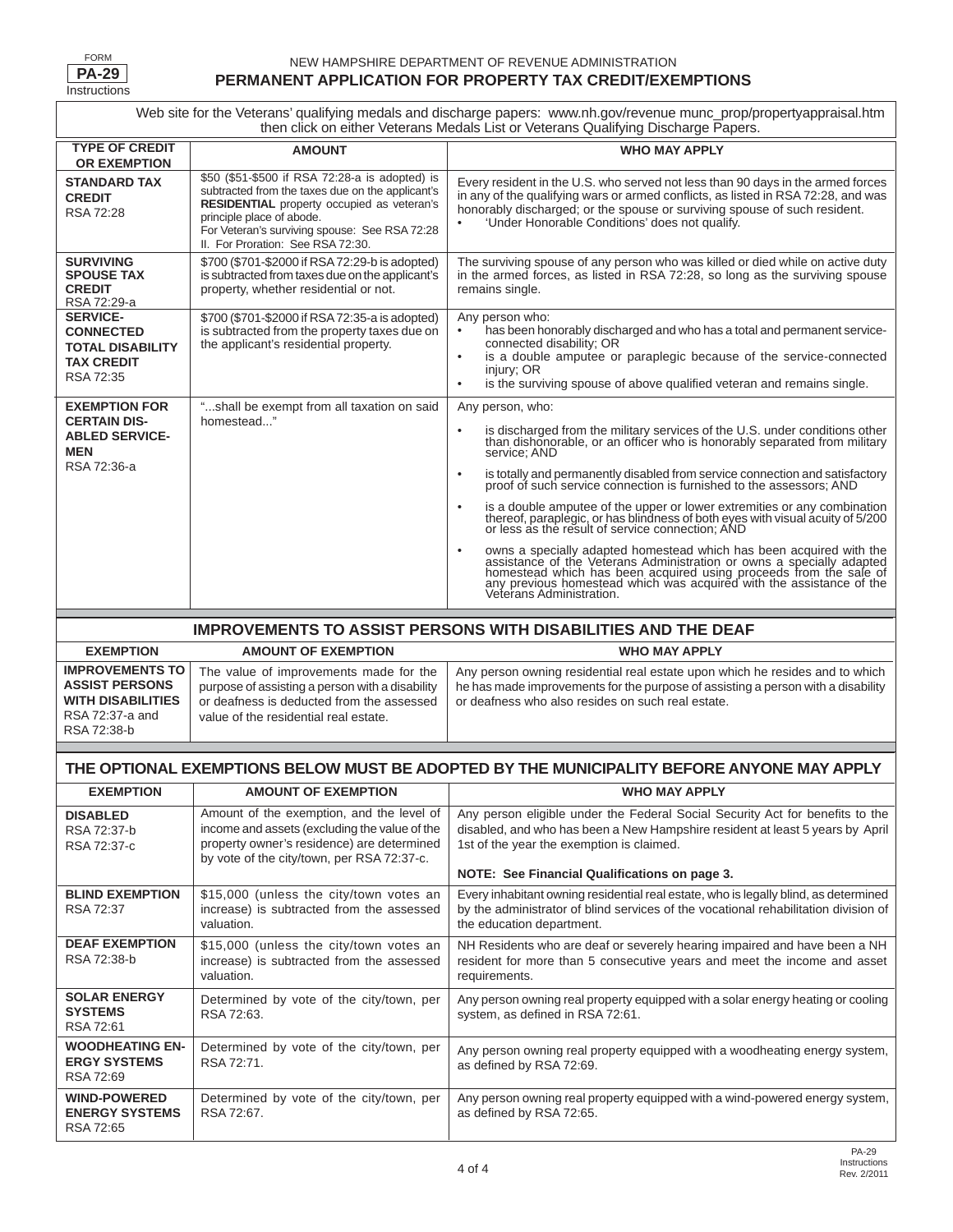FORM **PA-29** Instructions

NEW HAMPSHIRE DEPARTMENT OF REVENUE ADMINISTRATION

# PERMANENT APPLICATION FOR PROPERTY TAX CREDIT/EXEMPTIONS

Web site for the Veterans' qualifying medals and discharge papers: www.nh.gov/revenue munc_prop/propertyappraisal.htm then click on either Veterans Medals List or Veterans Qualifying Discharge Papers.

| TYPE OF CREDIT OR EXEMPTION | AMOUNT | WHO MAY APPLY |
|---|---|---|
| **STANDARD TAX CREDIT** RSA 72:28 | $50 ($51-$500 if RSA 72:28-a is adopted) is subtracted from the taxes due on the applicant's **RESIDENTIAL** property occupied as veteran's principle place of abode. For Veteran's surviving spouse: See RSA 72:28 II. For Proration: See RSA 72:30. | Every resident in the U.S. who served not less than 90 days in the armed forces in any of the qualifying wars or armed conflicts, as listed in RSA 72:28, and was honorably discharged; or the spouse or surviving spouse of such resident. • 'Under Honorable Conditions' does not qualify. |
| **SURVIVING SPOUSE TAX CREDIT** RSA 72:29-a | $700 ($701-$2000 if RSA 72:29-b is adopted) is subtracted from taxes due on the applicant's property, whether residential or not. | The surviving spouse of any person who was killed or died while on active duty in the armed forces, as listed in RSA 72:28, so long as the surviving spouse remains single. |
| **SERVICE-CONNECTED TOTAL DISABILITY TAX CREDIT** RSA 72:35 | $700 ($701-$2000 if RSA 72:35-a is adopted) is subtracted from the property taxes due on the applicant's residential property. | Any person who: • has been honorably discharged and who has a total and permanent service-connected disability; OR • is a double amputee or paraplegic because of the service-connected injury; OR • is the surviving spouse of above qualified veteran and remains single. |
| **EXEMPTION FOR CERTAIN DISABLED SERVICEMEN** RSA 72:36-a | "...shall be exempt from all taxation on said homestead..." | Any person, who: • is discharged from the military services of the U.S. under conditions other than dishonorable, or an officer who is honorably separated from military service; AND • is totally and permanently disabled from service connection and satisfactory proof of such service connection is furnished to the assessors; AND • is a double amputee of the upper or lower extremities or any combination thereof, paraplegic, or has blindness of both eyes with visual acuity of 5/200 or less as the result of service connection; AND • owns a specially adapted homestead which has been acquired with the assistance of the Veterans Administration or owns a specially adapted homestead which has been acquired using proceeds from the sale of any previous homestead which was acquired with the assistance of the Veterans Administration. |

## IMPROVEMENTS TO ASSIST PERSONS WITH DISABILITIES AND THE DEAF

| EXEMPTION | AMOUNT OF EXEMPTION | WHO MAY APPLY |
|---|---|---|
| **IMPROVEMENTS TO ASSIST PERSONS WITH DISABILITIES** RSA 72:37-a and RSA 72:38-b | The value of improvements made for the purpose of assisting a person with a disability or deafness is deducted from the assessed value of the residential real estate. | Any person owning residential real estate upon which he resides and to which he has made improvements for the purpose of assisting a person with a disability or deafness who also resides on such real estate. |

## THE OPTIONAL EXEMPTIONS BELOW MUST BE ADOPTED BY THE MUNICIPALITY BEFORE ANYONE MAY APPLY

| EXEMPTION | AMOUNT OF EXEMPTION | WHO MAY APPLY |
|---|---|---|
| **DISABLED** RSA 72:37-b RSA 72:37-c | Amount of the exemption, and the level of income and assets (excluding the value of the property owner's residence) are determined by vote of the city/town, per RSA 72:37-c. | Any person eligible under the Federal Social Security Act for benefits to the disabled, and who has been a New Hampshire resident at least 5 years by April 1st of the year the exemption is claimed. **NOTE: See Financial Qualifications on page 3.** |
| **BLIND EXEMPTION** RSA 72:37 | $15,000 (unless the city/town votes an increase) is subtracted from the assessed valuation. | Every inhabitant owning residential real estate, who is legally blind, as determined by the administrator of blind services of the vocational rehabilitation division of the education department. |
| **DEAF EXEMPTION** RSA 72:38-b | $15,000 (unless the city/town votes an increase) is subtracted from the assessed valuation. | NH Residents who are deaf or severely hearing impaired and have been a NH resident for more than 5 consecutive years and meet the income and asset requirements. |
| **SOLAR ENERGY SYSTEMS** RSA 72:61 | Determined by vote of the city/town, per RSA 72:63. | Any person owning real property equipped with a solar energy heating or cooling system, as defined in RSA 72:61. |
| **WOODHEATING ENERGY SYSTEMS** RSA 72:69 | Determined by vote of the city/town, per RSA 72:71. | Any person owning real property equipped with a woodheating energy system, as defined by RSA 72:69. |
| **WIND-POWERED ENERGY SYSTEMS** RSA 72:65 | Determined by vote of the city/town, per RSA 72:67. | Any person owning real property equipped with a wind-powered energy system, as defined by RSA 72:65. |

PA-29 Instructions Rev. 2/2011